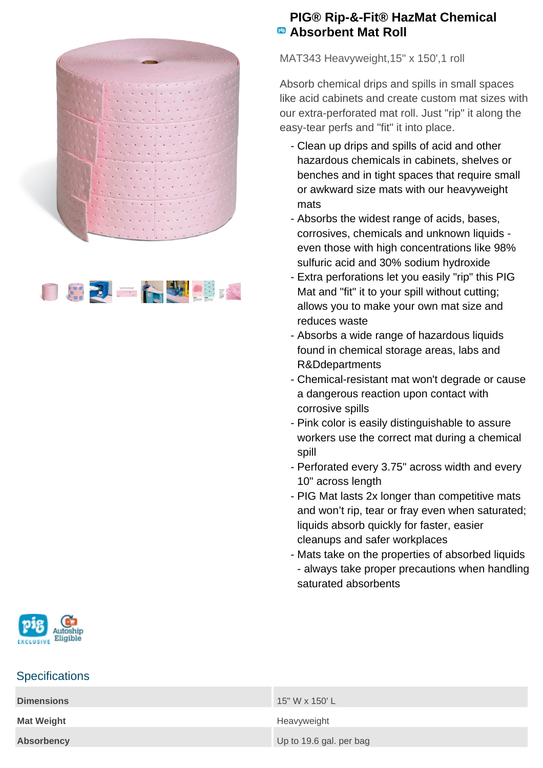# PIG® Rip-&-Fit® HazMat Chemical Absorbent Mat Roll

MAT343 Heavyweight,15" x 150',1 roll

Absorb chemical drips and spills in small spaces like acid cabinets and create custom mat sizes with our extra-perforated mat roll. Just "rip" it along the easy-tear perfs and "fit" it into place.

- Clean up drips and spills of acid and other hazardous chemicals in cabinets, shelves or benches and in tight spaces that require small or awkward size mats with our heavyweight mats
- Absorbs the widest range of acids, bases, corrosives, chemicals and unknown liquids - even those with high concentrations like 98% sulfuric acid and 30% sodium hydroxide
- Extra perforations let you easily "rip" this PIG Mat and "fit" it to your spill without cutting; allows you to make your own mat size and reduces waste
- Absorbs a wide range of hazardous liquids found in chemical storage areas, labs and R&Ddepartments
- Chemical-resistant mat won't degrade or cause a dangerous reaction upon contact with corrosive spills
- Pink color is easily distinguishable to assure workers use the correct mat during a chemical spill
- Perforated every 3.75" across width and every 10" across length
- PIG Mat lasts 2x longer than competitive mats and won't rip, tear or fray even when saturated; liquids absorb quickly for faster, easier cleanups and safer workplaces
- Mats take on the properties of absorbed liquids - always take proper precautions when handling saturated absorbents

## Specifications

| | |
|---|---|
| **Dimensions** | 15" W x 150' L |
| **Mat Weight** | Heavyweight |
| **Absorbency** | Up to 19.6 gal. per bag |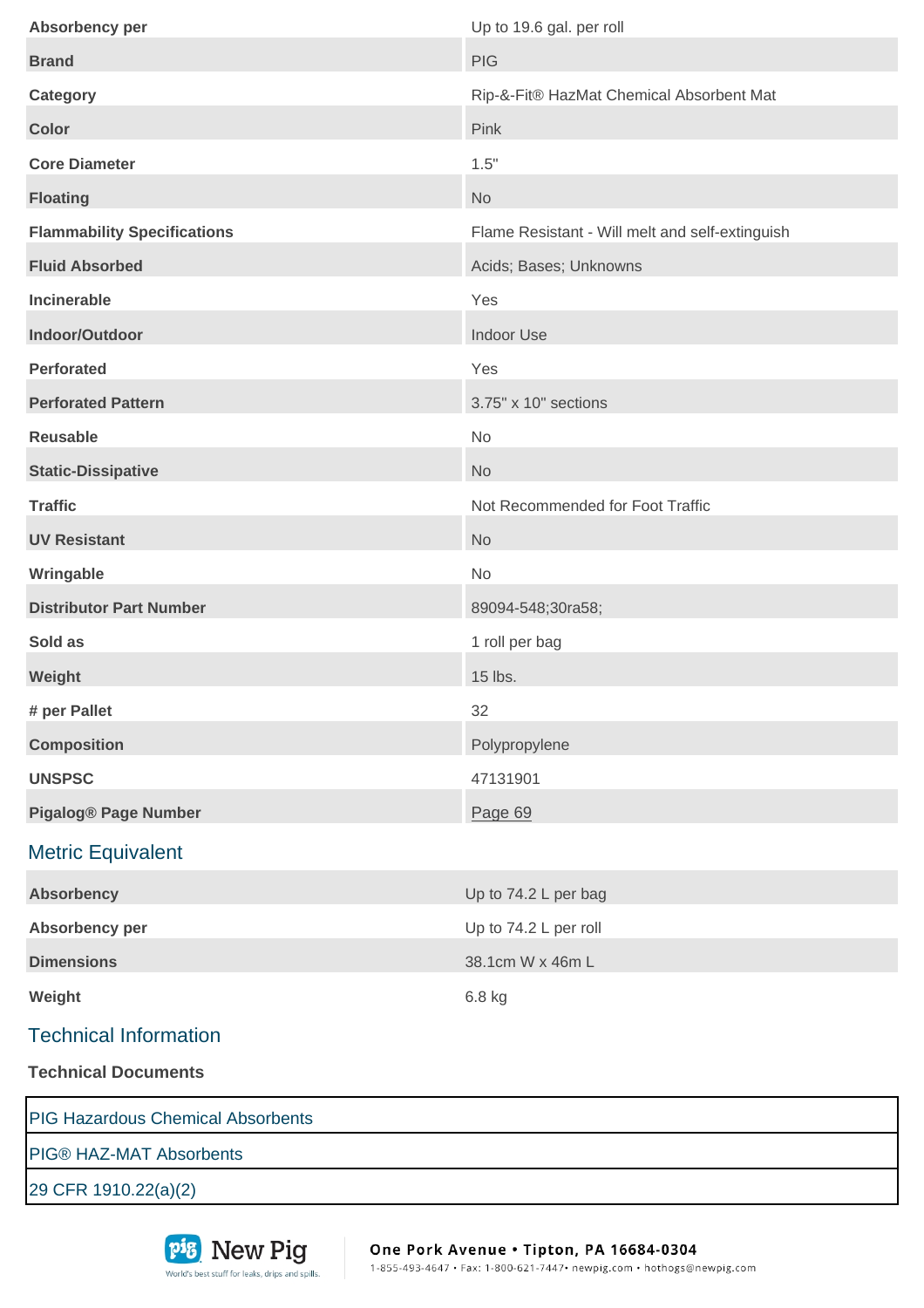| | |
|---|---|
| **Absorbency per** | Up to 19.6 gal. per roll |
| **Brand** | PIG |
| **Category** | Rip-&-Fit® HazMat Chemical Absorbent Mat |
| **Color** | Pink |
| **Core Diameter** | 1.5" |
| **Floating** | No |
| **Flammability Specifications** | Flame Resistant - Will melt and self-extinguish |
| **Fluid Absorbed** | Acids; Bases; Unknowns |
| **Incinerable** | Yes |
| **Indoor/Outdoor** | Indoor Use |
| **Perforated** | Yes |
| **Perforated Pattern** | 3.75" x 10" sections |
| **Reusable** | No |
| **Static-Dissipative** | No |
| **Traffic** | Not Recommended for Foot Traffic |
| **UV Resistant** | No |
| **Wringable** | No |
| **Distributor Part Number** | 89094-548;30ra58; |
| **Sold as** | 1 roll per bag |
| **Weight** | 15 lbs. |
| **# per Pallet** | 32 |
| **Composition** | Polypropylene |
| **UNSPSC** | 47131901 |
| **Pigalog® Page Number** | Page 69 |

## Metric Equivalent

| | |
|---|---|
| **Absorbency** | Up to 74.2 L per bag |
| **Absorbency per** | Up to 74.2 L per roll |
| **Dimensions** | 38.1cm W x 46m L |
| **Weight** | 6.8 kg |

## Technical Information

### Technical Documents

| |
|---|
| PIG Hazardous Chemical Absorbents |
| PIG® HAZ-MAT Absorbents |
| 29 CFR 1910.22(a)(2) |

New Pig — World's best stuff for leaks, drips and spills.

One Pork Avenue • Tipton, PA 16684-0304
1-855-493-4647 • Fax: 1-800-621-7447• newpig.com • hothogs@newpig.com